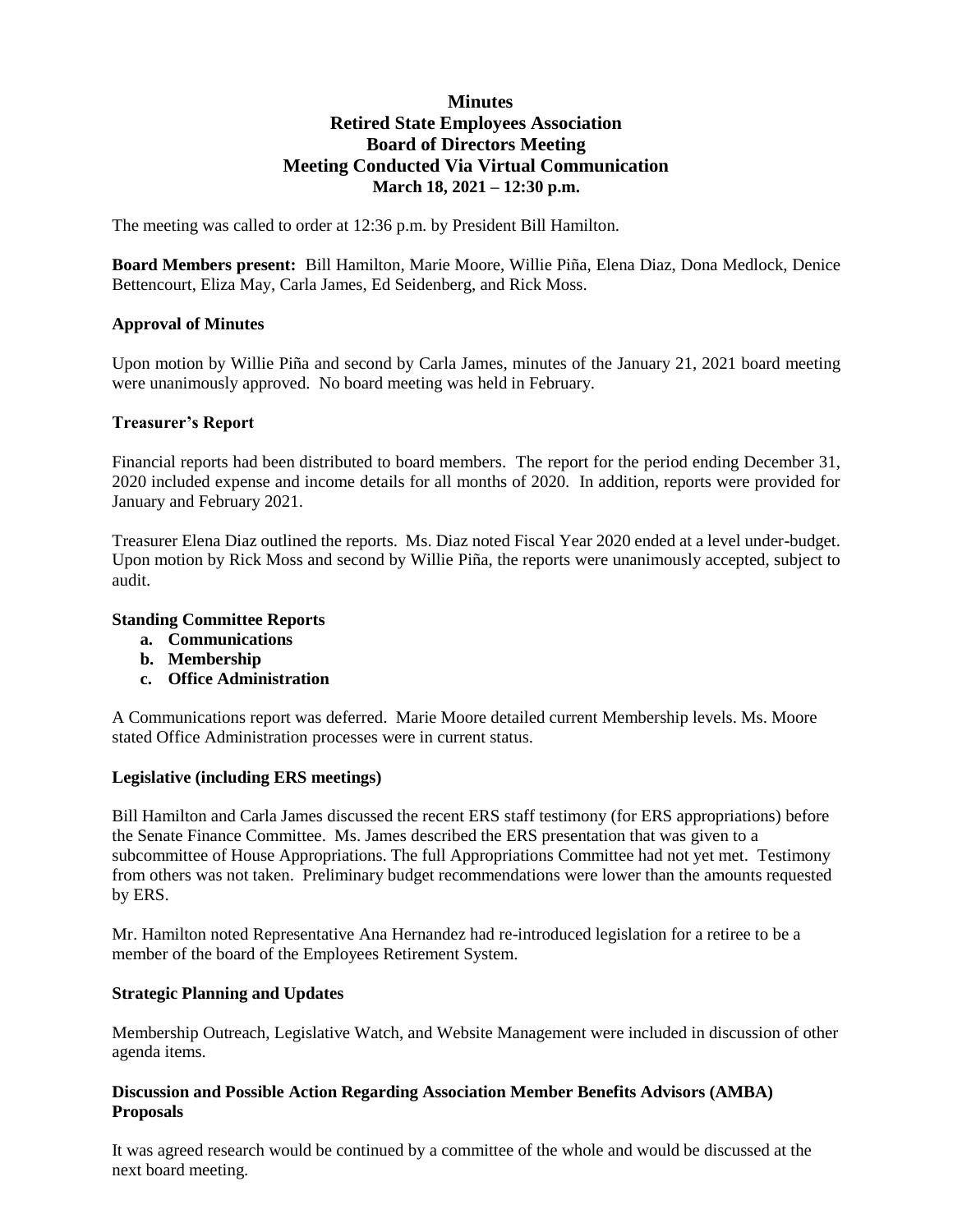# Minutes
## Retired State Employees Association
## Board of Directors Meeting
## Meeting Conducted Via Virtual Communication
**March 18, 2021 – 12:30 p.m.**

The meeting was called to order at 12:36 p.m. by President Bill Hamilton.

**Board Members present:** Bill Hamilton, Marie Moore, Willie Piña, Elena Diaz, Dona Medlock, Denice Bettencourt, Eliza May, Carla James, Ed Seidenberg, and Rick Moss.

### Approval of Minutes

Upon motion by Willie Piña and second by Carla James, minutes of the January 21, 2021 board meeting were unanimously approved. No board meeting was held in February.

### Treasurer's Report

Financial reports had been distributed to board members. The report for the period ending December 31, 2020 included expense and income details for all months of 2020. In addition, reports were provided for January and February 2021.

Treasurer Elena Diaz outlined the reports. Ms. Diaz noted Fiscal Year 2020 ended at a level under-budget. Upon motion by Rick Moss and second by Willie Piña, the reports were unanimously accepted, subject to audit.

### Standing Committee Reports

a. **Communications**
b. **Membership**
c. **Office Administration**

A Communications report was deferred. Marie Moore detailed current Membership levels. Ms. Moore stated Office Administration processes were in current status.

### Legislative (including ERS meetings)

Bill Hamilton and Carla James discussed the recent ERS staff testimony (for ERS appropriations) before the Senate Finance Committee. Ms. James described the ERS presentation that was given to a subcommittee of House Appropriations. The full Appropriations Committee had not yet met. Testimony from others was not taken. Preliminary budget recommendations were lower than the amounts requested by ERS.

Mr. Hamilton noted Representative Ana Hernandez had re-introduced legislation for a retiree to be a member of the board of the Employees Retirement System.

### Strategic Planning and Updates

Membership Outreach, Legislative Watch, and Website Management were included in discussion of other agenda items.

### Discussion and Possible Action Regarding Association Member Benefits Advisors (AMBA) Proposals

It was agreed research would be continued by a committee of the whole and would be discussed at the next board meeting.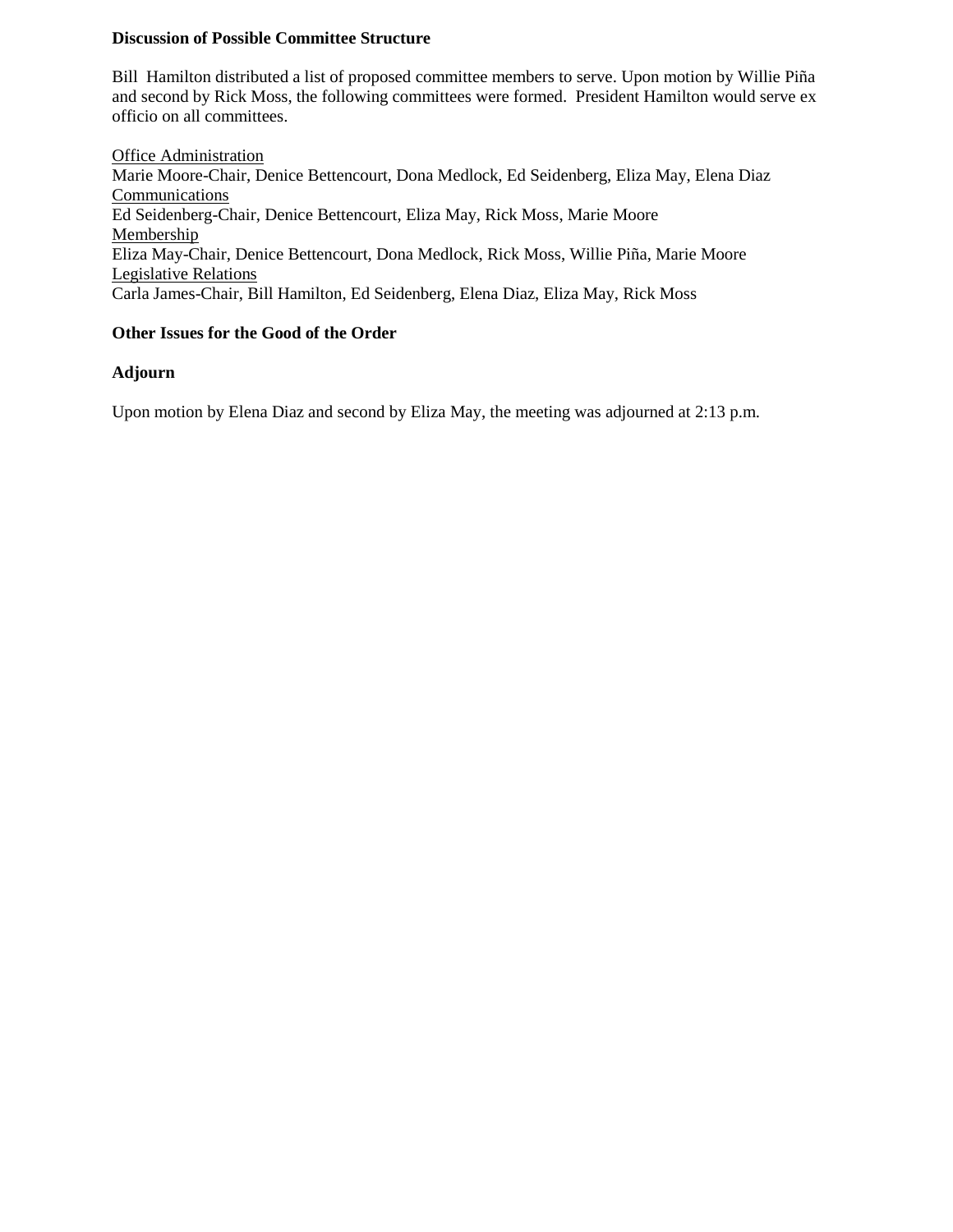**Discussion of Possible Committee Structure**

Bill Hamilton distributed a list of proposed committee members to serve. Upon motion by Willie Piña and second by Rick Moss, the following committees were formed. President Hamilton would serve ex officio on all committees.

<u>Office Administration</u>
Marie Moore-Chair, Denice Bettencourt, Dona Medlock, Ed Seidenberg, Eliza May, Elena Diaz
<u>Communications</u>
Ed Seidenberg-Chair, Denice Bettencourt, Eliza May, Rick Moss, Marie Moore
<u>Membership</u>
Eliza May-Chair, Denice Bettencourt, Dona Medlock, Rick Moss, Willie Piña, Marie Moore
<u>Legislative Relations</u>
Carla James-Chair, Bill Hamilton, Ed Seidenberg, Elena Diaz, Eliza May, Rick Moss

**Other Issues for the Good of the Order**

**Adjourn**

Upon motion by Elena Diaz and second by Eliza May, the meeting was adjourned at 2:13 p.m.